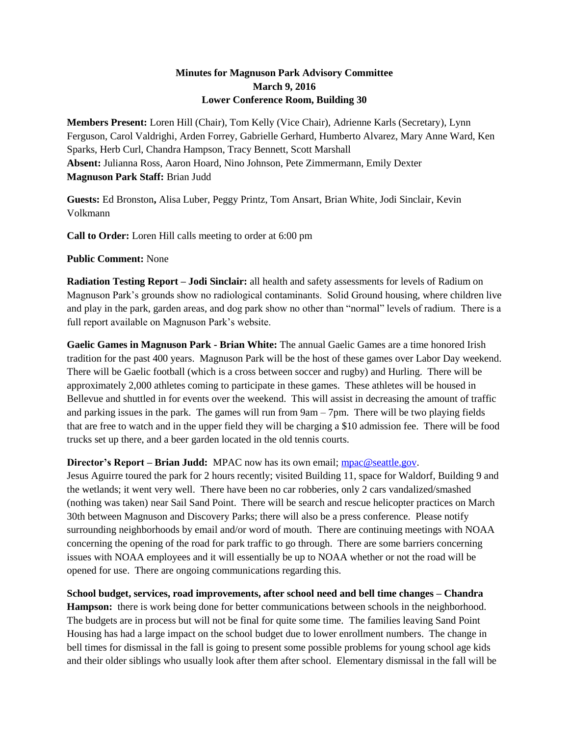**Minutes for Magnuson Park Advisory Committee**
**March 9, 2016**
**Lower Conference Room, Building 30**

**Members Present:** Loren Hill (Chair), Tom Kelly (Vice Chair), Adrienne Karls (Secretary), Lynn Ferguson, Carol Valdrighi, Arden Forrey, Gabrielle Gerhard, Humberto Alvarez, Mary Anne Ward, Ken Sparks, Herb Curl, Chandra Hampson, Tracy Bennett, Scott Marshall
**Absent:** Julianna Ross, Aaron Hoard, Nino Johnson, Pete Zimmermann, Emily Dexter
**Magnuson Park Staff:** Brian Judd

**Guests:** Ed Bronston**,** Alisa Luber, Peggy Printz, Tom Ansart, Brian White, Jodi Sinclair, Kevin Volkmann

**Call to Order:** Loren Hill calls meeting to order at 6:00 pm

**Public Comment:** None

**Radiation Testing Report – Jodi Sinclair:** all health and safety assessments for levels of Radium on Magnuson Park's grounds show no radiological contaminants. Solid Ground housing, where children live and play in the park, garden areas, and dog park show no other than "normal" levels of radium. There is a full report available on Magnuson Park's website.

**Gaelic Games in Magnuson Park - Brian White:** The annual Gaelic Games are a time honored Irish tradition for the past 400 years. Magnuson Park will be the host of these games over Labor Day weekend. There will be Gaelic football (which is a cross between soccer and rugby) and Hurling. There will be approximately 2,000 athletes coming to participate in these games. These athletes will be housed in Bellevue and shuttled in for events over the weekend. This will assist in decreasing the amount of traffic and parking issues in the park. The games will run from 9am – 7pm. There will be two playing fields that are free to watch and in the upper field they will be charging a $10 admission fee. There will be food trucks set up there, and a beer garden located in the old tennis courts.

**Director's Report – Brian Judd:** MPAC now has its own email; mpac@seattle.gov.
Jesus Aguirre toured the park for 2 hours recently; visited Building 11, space for Waldorf, Building 9 and the wetlands; it went very well. There have been no car robberies, only 2 cars vandalized/smashed (nothing was taken) near Sail Sand Point. There will be search and rescue helicopter practices on March 30th between Magnuson and Discovery Parks; there will also be a press conference. Please notify surrounding neighborhoods by email and/or word of mouth. There are continuing meetings with NOAA concerning the opening of the road for park traffic to go through. There are some barriers concerning issues with NOAA employees and it will essentially be up to NOAA whether or not the road will be opened for use. There are ongoing communications regarding this.

**School budget, services, road improvements, after school need and bell time changes – Chandra Hampson:** there is work being done for better communications between schools in the neighborhood. The budgets are in process but will not be final for quite some time. The families leaving Sand Point Housing has had a large impact on the school budget due to lower enrollment numbers. The change in bell times for dismissal in the fall is going to present some possible problems for young school age kids and their older siblings who usually look after them after school. Elementary dismissal in the fall will be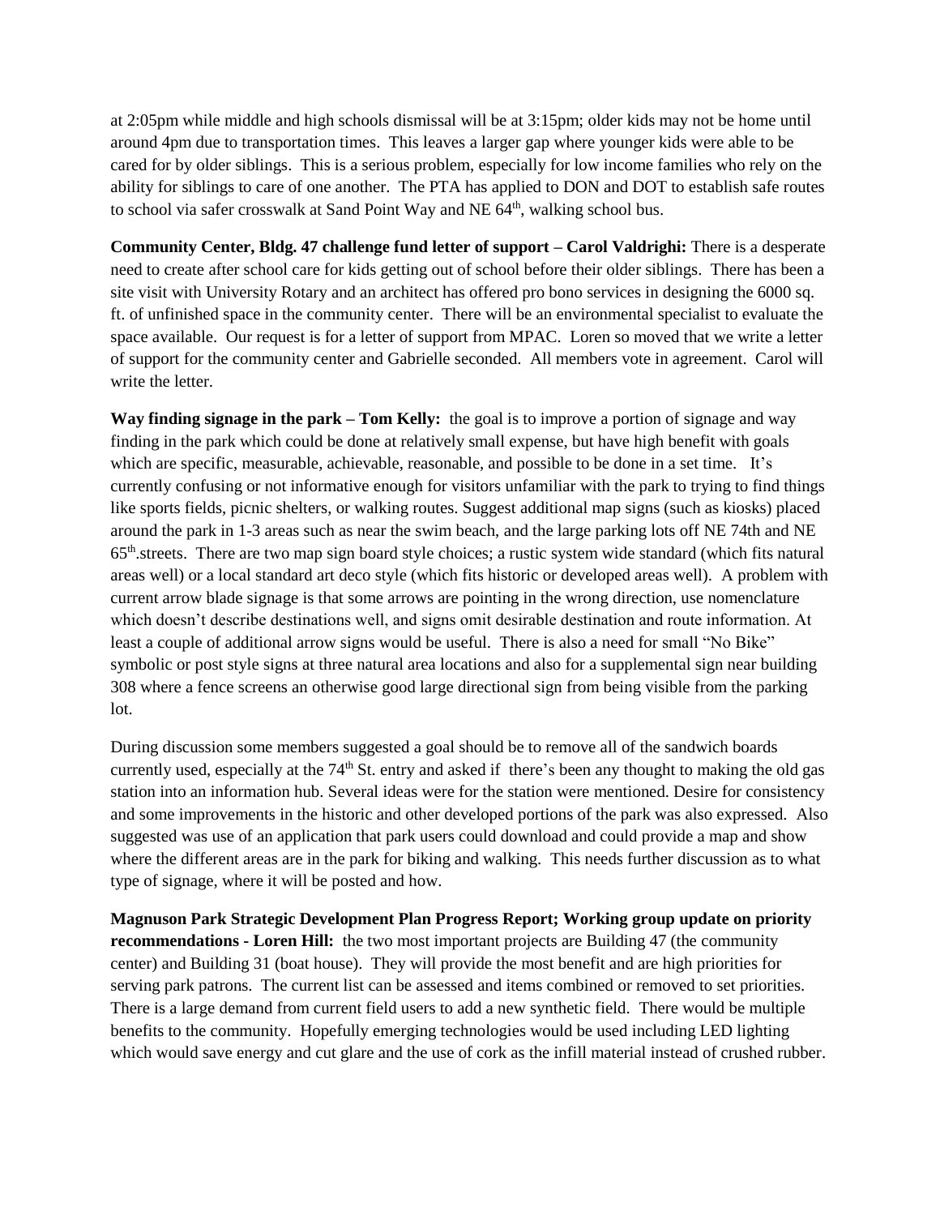at 2:05pm while middle and high schools dismissal will be at 3:15pm; older kids may not be home until around 4pm due to transportation times. This leaves a larger gap where younger kids were able to be cared for by older siblings. This is a serious problem, especially for low income families who rely on the ability for siblings to care of one another. The PTA has applied to DON and DOT to establish safe routes to school via safer crosswalk at Sand Point Way and NE 64th, walking school bus.

**Community Center, Bldg. 47 challenge fund letter of support – Carol Valdrighi:** There is a desperate need to create after school care for kids getting out of school before their older siblings. There has been a site visit with University Rotary and an architect has offered pro bono services in designing the 6000 sq. ft. of unfinished space in the community center. There will be an environmental specialist to evaluate the space available. Our request is for a letter of support from MPAC. Loren so moved that we write a letter of support for the community center and Gabrielle seconded. All members vote in agreement. Carol will write the letter.

**Way finding signage in the park – Tom Kelly:** the goal is to improve a portion of signage and way finding in the park which could be done at relatively small expense, but have high benefit with goals which are specific, measurable, achievable, reasonable, and possible to be done in a set time. It's currently confusing or not informative enough for visitors unfamiliar with the park to trying to find things like sports fields, picnic shelters, or walking routes. Suggest additional map signs (such as kiosks) placed around the park in 1-3 areas such as near the swim beach, and the large parking lots off NE 74th and NE 65th.streets. There are two map sign board style choices; a rustic system wide standard (which fits natural areas well) or a local standard art deco style (which fits historic or developed areas well). A problem with current arrow blade signage is that some arrows are pointing in the wrong direction, use nomenclature which doesn't describe destinations well, and signs omit desirable destination and route information. At least a couple of additional arrow signs would be useful. There is also a need for small "No Bike" symbolic or post style signs at three natural area locations and also for a supplemental sign near building 308 where a fence screens an otherwise good large directional sign from being visible from the parking lot.

During discussion some members suggested a goal should be to remove all of the sandwich boards currently used, especially at the 74th St. entry and asked if there's been any thought to making the old gas station into an information hub. Several ideas were for the station were mentioned. Desire for consistency and some improvements in the historic and other developed portions of the park was also expressed. Also suggested was use of an application that park users could download and could provide a map and show where the different areas are in the park for biking and walking. This needs further discussion as to what type of signage, where it will be posted and how.

**Magnuson Park Strategic Development Plan Progress Report; Working group update on priority recommendations - Loren Hill:** the two most important projects are Building 47 (the community center) and Building 31 (boat house). They will provide the most benefit and are high priorities for serving park patrons. The current list can be assessed and items combined or removed to set priorities. There is a large demand from current field users to add a new synthetic field. There would be multiple benefits to the community. Hopefully emerging technologies would be used including LED lighting which would save energy and cut glare and the use of cork as the infill material instead of crushed rubber.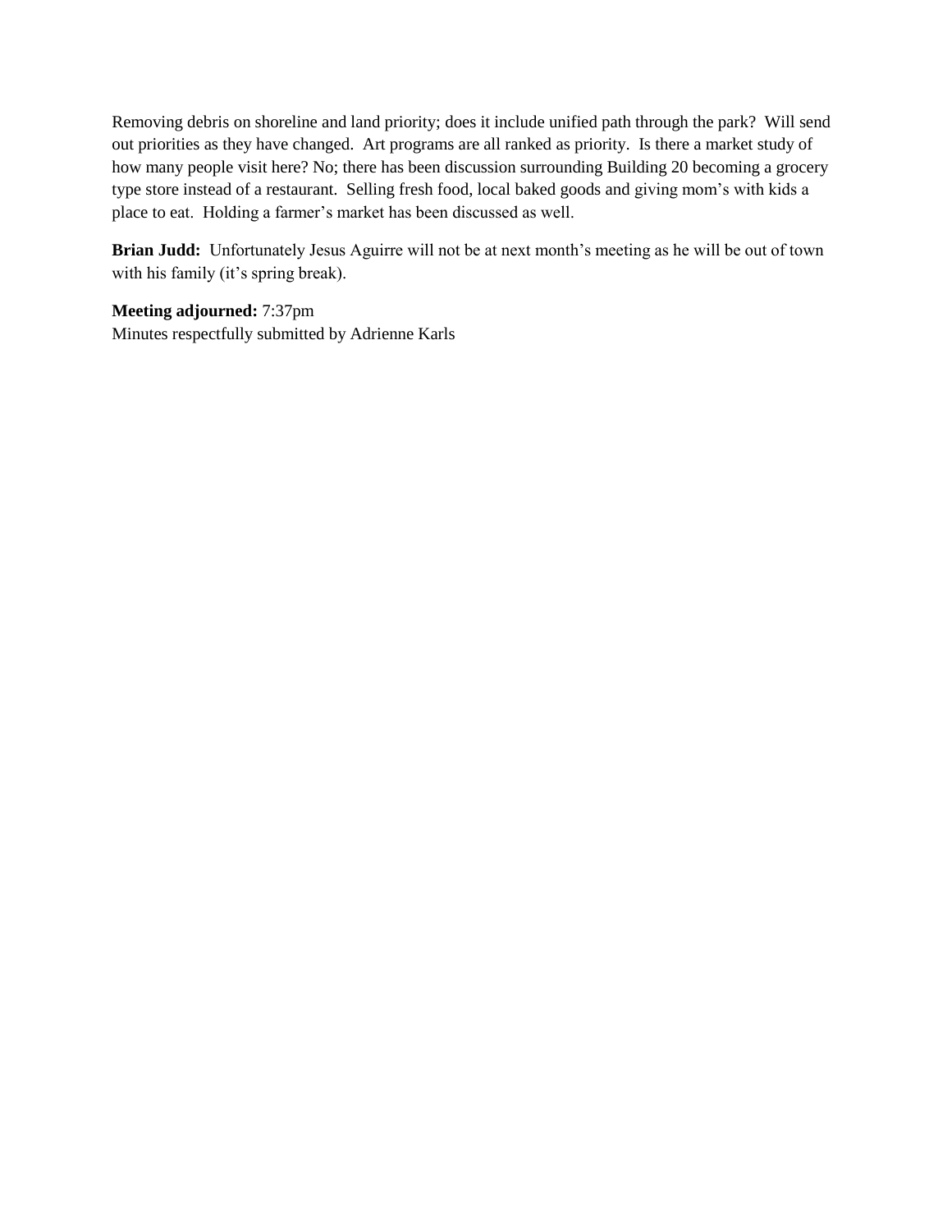Removing debris on shoreline and land priority; does it include unified path through the park? Will send out priorities as they have changed. Art programs are all ranked as priority. Is there a market study of how many people visit here? No; there has been discussion surrounding Building 20 becoming a grocery type store instead of a restaurant. Selling fresh food, local baked goods and giving mom's with kids a place to eat. Holding a farmer's market has been discussed as well.

**Brian Judd:** Unfortunately Jesus Aguirre will not be at next month's meeting as he will be out of town with his family (it's spring break).

**Meeting adjourned:** 7:37pm
Minutes respectfully submitted by Adrienne Karls